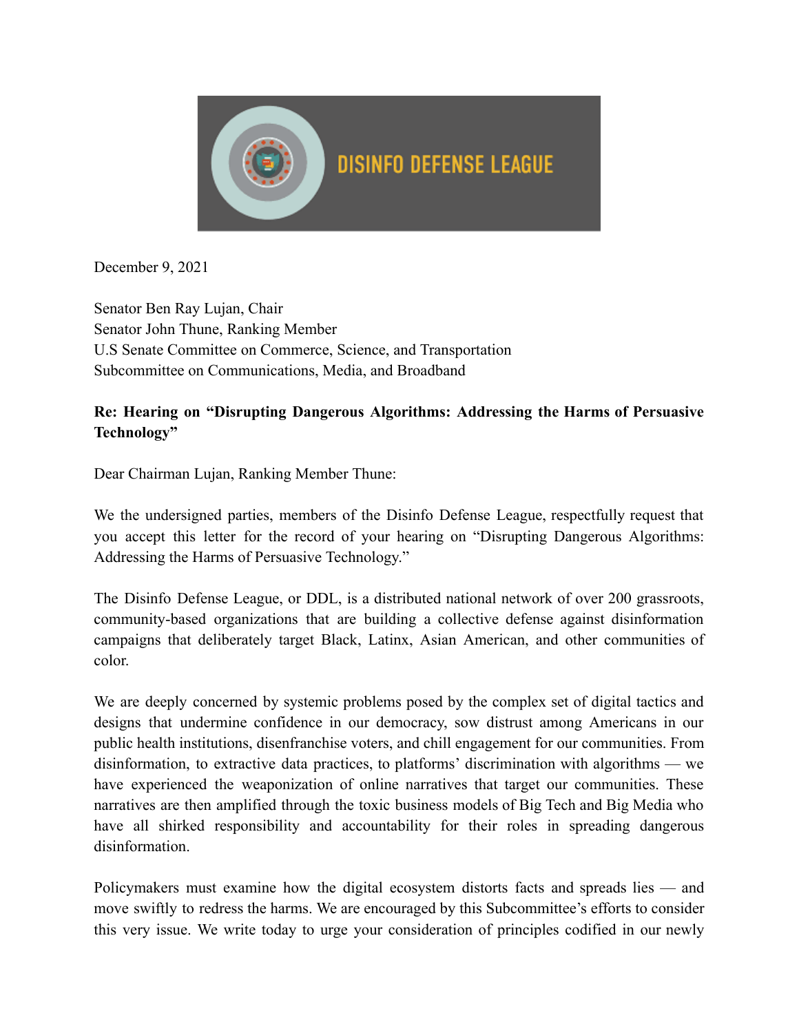DISINFO DEFENSE LEAGUE

December 9, 2021

Senator Ben Ray Lujan, Chair
Senator John Thune, Ranking Member
U.S Senate Committee on Commerce, Science, and Transportation
Subcommittee on Communications, Media, and Broadband

**Re: Hearing on "Disrupting Dangerous Algorithms: Addressing the Harms of Persuasive Technology"**

Dear Chairman Lujan, Ranking Member Thune:

We the undersigned parties, members of the Disinfo Defense League, respectfully request that you accept this letter for the record of your hearing on "Disrupting Dangerous Algorithms: Addressing the Harms of Persuasive Technology."

The Disinfo Defense League, or DDL, is a distributed national network of over 200 grassroots, community-based organizations that are building a collective defense against disinformation campaigns that deliberately target Black, Latinx, Asian American, and other communities of color.

We are deeply concerned by systemic problems posed by the complex set of digital tactics and designs that undermine confidence in our democracy, sow distrust among Americans in our public health institutions, disenfranchise voters, and chill engagement for our communities. From disinformation, to extractive data practices, to platforms' discrimination with algorithms — we have experienced the weaponization of online narratives that target our communities. These narratives are then amplified through the toxic business models of Big Tech and Big Media who have all shirked responsibility and accountability for their roles in spreading dangerous disinformation.

Policymakers must examine how the digital ecosystem distorts facts and spreads lies — and move swiftly to redress the harms. We are encouraged by this Subcommittee's efforts to consider this very issue. We write today to urge your consideration of principles codified in our newly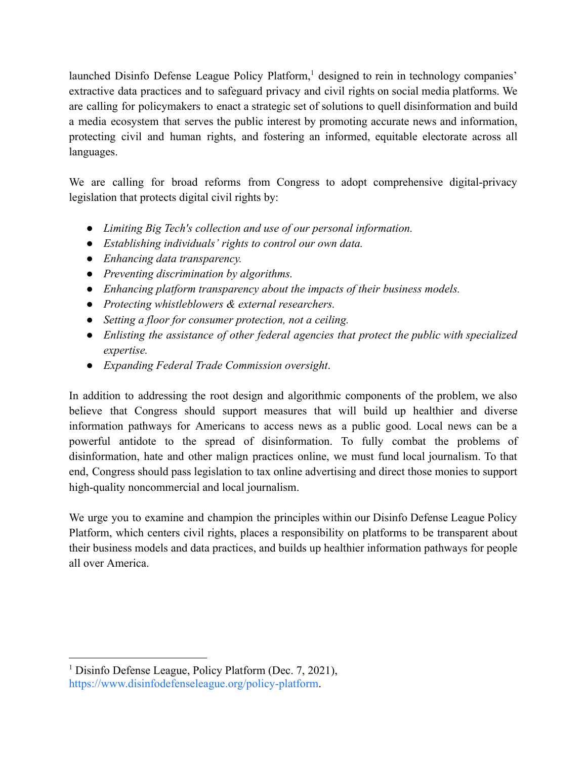launched Disinfo Defense League Policy Platform,[1] designed to rein in technology companies' extractive data practices and to safeguard privacy and civil rights on social media platforms. We are calling for policymakers to enact a strategic set of solutions to quell disinformation and build a media ecosystem that serves the public interest by promoting accurate news and information, protecting civil and human rights, and fostering an informed, equitable electorate across all languages.

We are calling for broad reforms from Congress to adopt comprehensive digital-privacy legislation that protects digital civil rights by:

- *Limiting Big Tech's collection and use of our personal information.*
- *Establishing individuals' rights to control our own data.*
- *Enhancing data transparency.*
- *Preventing discrimination by algorithms.*
- *Enhancing platform transparency about the impacts of their business models.*
- *Protecting whistleblowers & external researchers.*
- *Setting a floor for consumer protection, not a ceiling.*
- *Enlisting the assistance of other federal agencies that protect the public with specialized expertise.*
- *Expanding Federal Trade Commission oversight*.

In addition to addressing the root design and algorithmic components of the problem, we also believe that Congress should support measures that will build up healthier and diverse information pathways for Americans to access news as a public good. Local news can be a powerful antidote to the spread of disinformation. To fully combat the problems of disinformation, hate and other malign practices online, we must fund local journalism. To that end, Congress should pass legislation to tax online advertising and direct those monies to support high-quality noncommercial and local journalism.

We urge you to examine and champion the principles within our Disinfo Defense League Policy Platform, which centers civil rights, places a responsibility on platforms to be transparent about their business models and data practices, and builds up healthier information pathways for people all over America.

---

[1] Disinfo Defense League, Policy Platform (Dec. 7, 2021), https://www.disinfodefenseleague.org/policy-platform.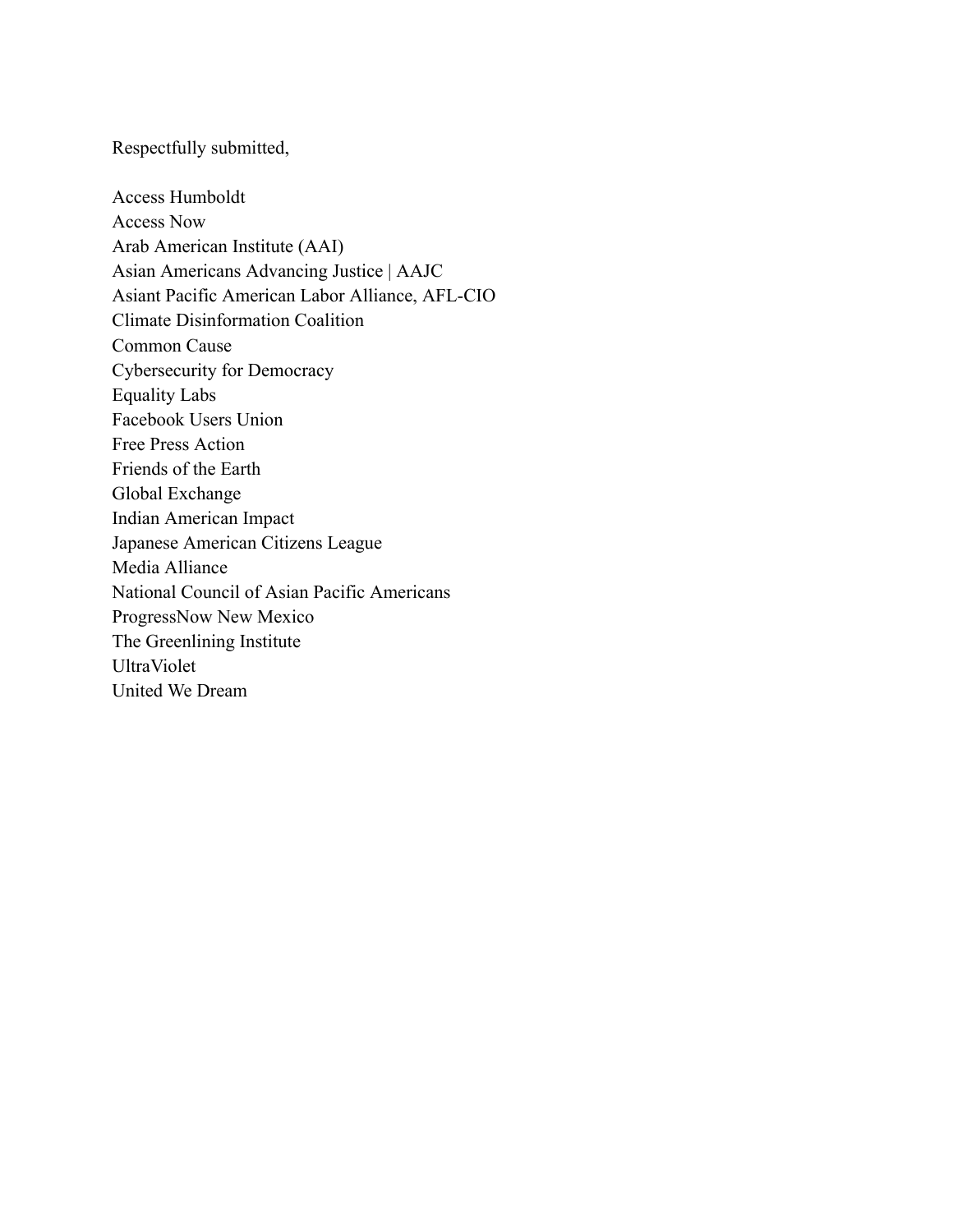Respectfully submitted,

Access Humboldt
Access Now
Arab American Institute (AAI)
Asian Americans Advancing Justice | AAJC
Asiant Pacific American Labor Alliance, AFL-CIO
Climate Disinformation Coalition
Common Cause
Cybersecurity for Democracy
Equality Labs
Facebook Users Union
Free Press Action
Friends of the Earth
Global Exchange
Indian American Impact
Japanese American Citizens League
Media Alliance
National Council of Asian Pacific Americans
ProgressNow New Mexico
The Greenlining Institute
UltraViolet
United We Dream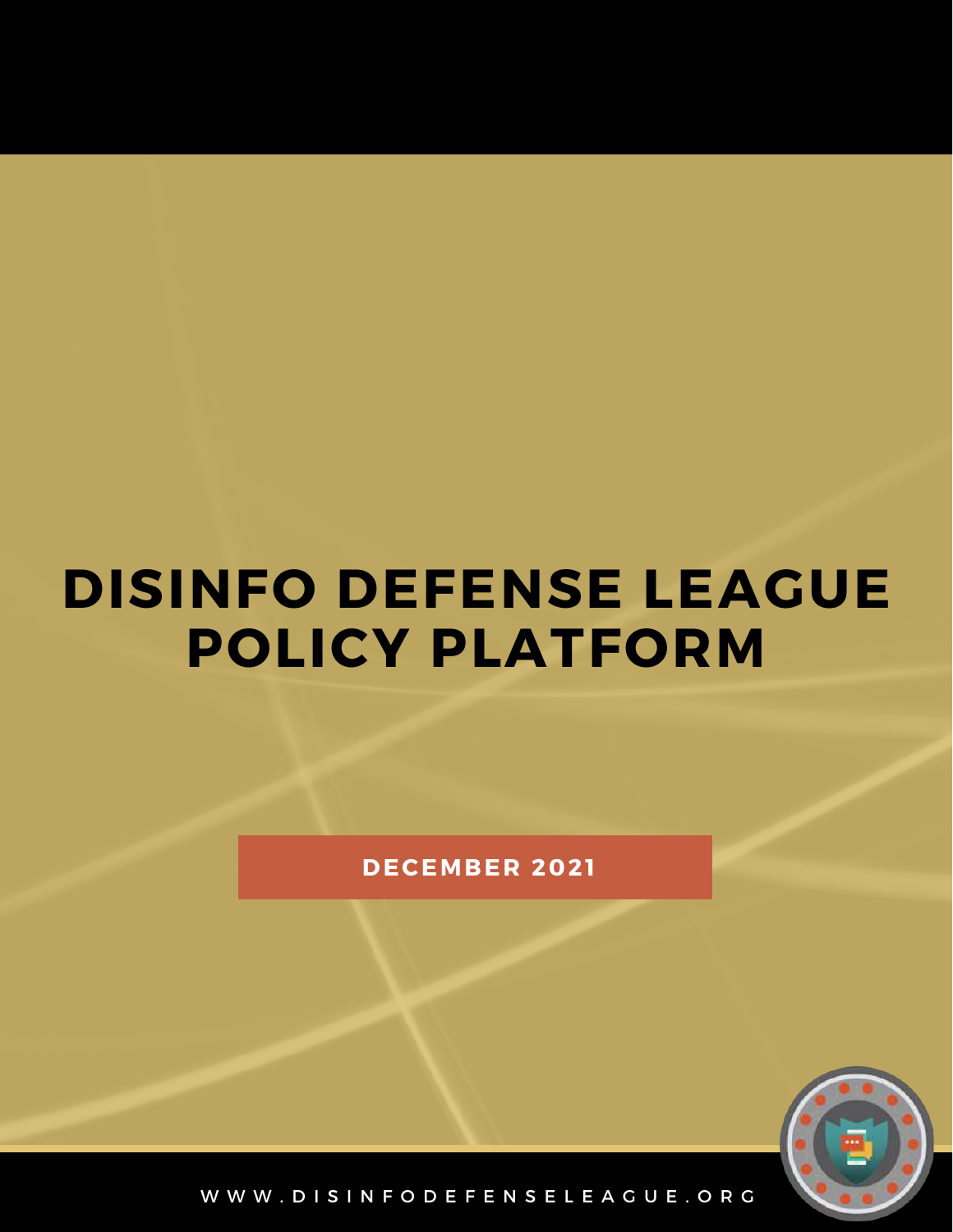# DISINFO DEFENSE LEAGUE POLICY PLATFORM

DECEMBER 2021

WWW.DISINFODEFENSELEAGUE.ORG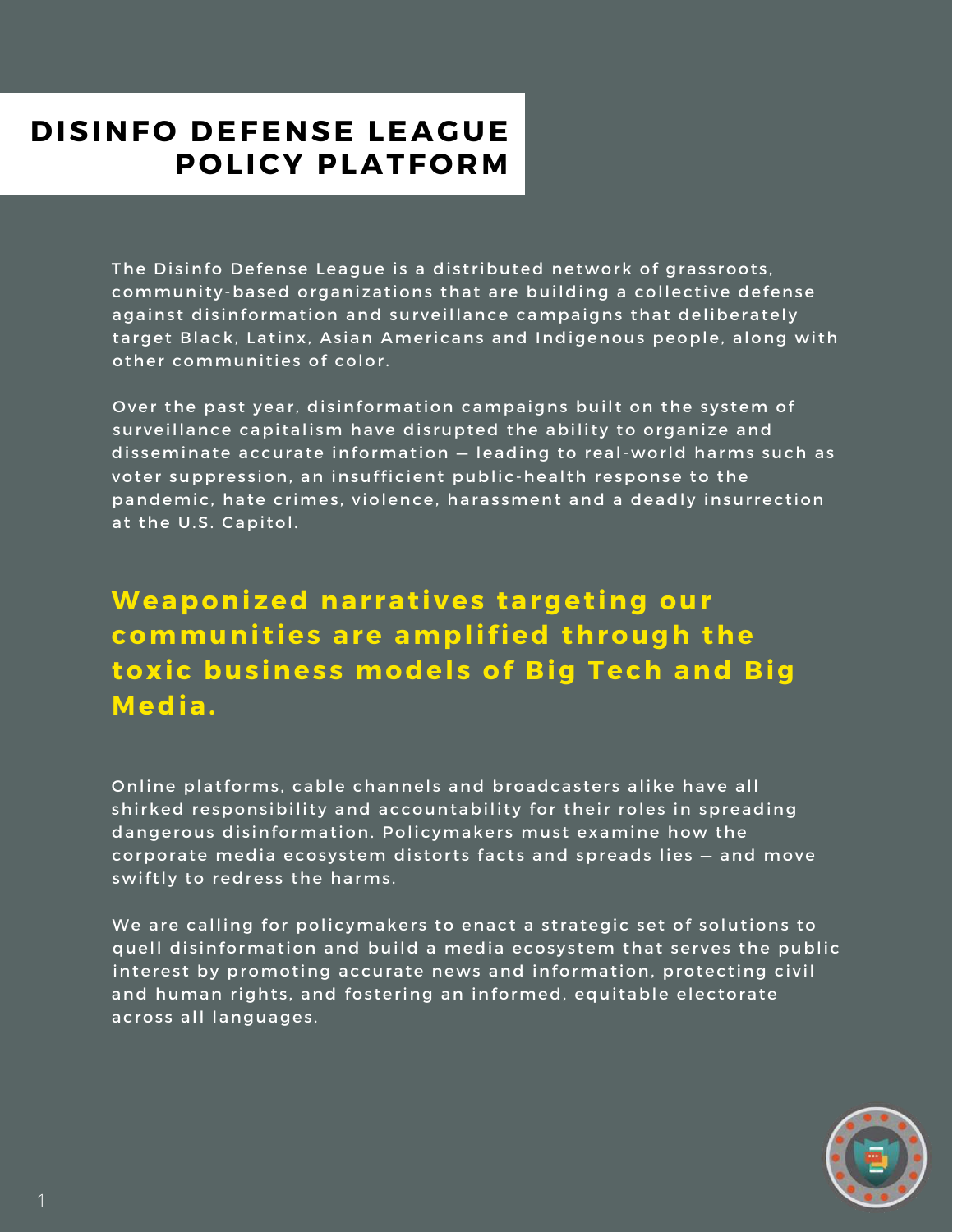# DISINFO DEFENSE LEAGUE POLICY PLATFORM

The Disinfo Defense League is a distributed network of grassroots, community-based organizations that are building a collective defense against disinformation and surveillance campaigns that deliberately target Black, Latinx, Asian Americans and Indigenous people, along with other communities of color.

Over the past year, disinformation campaigns built on the system of surveillance capitalism have disrupted the ability to organize and disseminate accurate information — leading to real-world harms such as voter suppression, an insufficient public-health response to the pandemic, hate crimes, violence, harassment and a deadly insurrection at the U.S. Capitol.

## Weaponized narratives targeting our communities are amplified through the toxic business models of Big Tech and Big Media.

Online platforms, cable channels and broadcasters alike have all shirked responsibility and accountability for their roles in spreading dangerous disinformation. Policymakers must examine how the corporate media ecosystem distorts facts and spreads lies — and move swiftly to redress the harms.

We are calling for policymakers to enact a strategic set of solutions to quell disinformation and build a media ecosystem that serves the public interest by promoting accurate news and information, protecting civil and human rights, and fostering an informed, equitable electorate across all languages.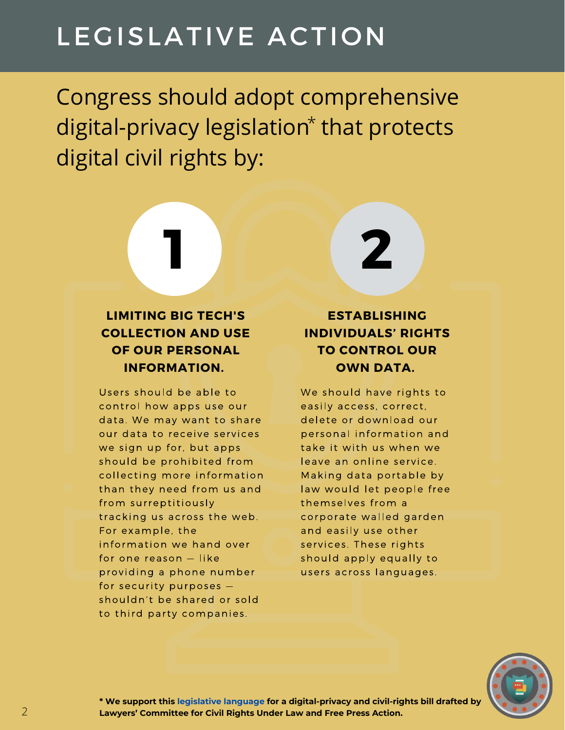# LEGISLATIVE ACTION

Congress should adopt comprehensive digital-privacy legislation* that protects digital civil rights by:

## 1

### LIMITING BIG TECH'S COLLECTION AND USE OF OUR PERSONAL INFORMATION.

Users should be able to control how apps use our data. We may want to share our data to receive services we sign up for, but apps should be prohibited from collecting more information than they need from us and from surreptitiously tracking us across the web. For example, the information we hand over for one reason — like providing a phone number for security purposes — shouldn't be shared or sold to third party companies.

## 2

### ESTABLISHING INDIVIDUALS' RIGHTS TO CONTROL OUR OWN DATA.

We should have rights to easily access, correct, delete or download our personal information and take it with us when we leave an online service. Making data portable by law would let people free themselves from a corporate walled garden and easily use other services. These rights should apply equally to users across languages.

**\* We support this legislative language for a digital-privacy and civil-rights bill drafted by Lawyers' Committee for Civil Rights Under Law and Free Press Action.**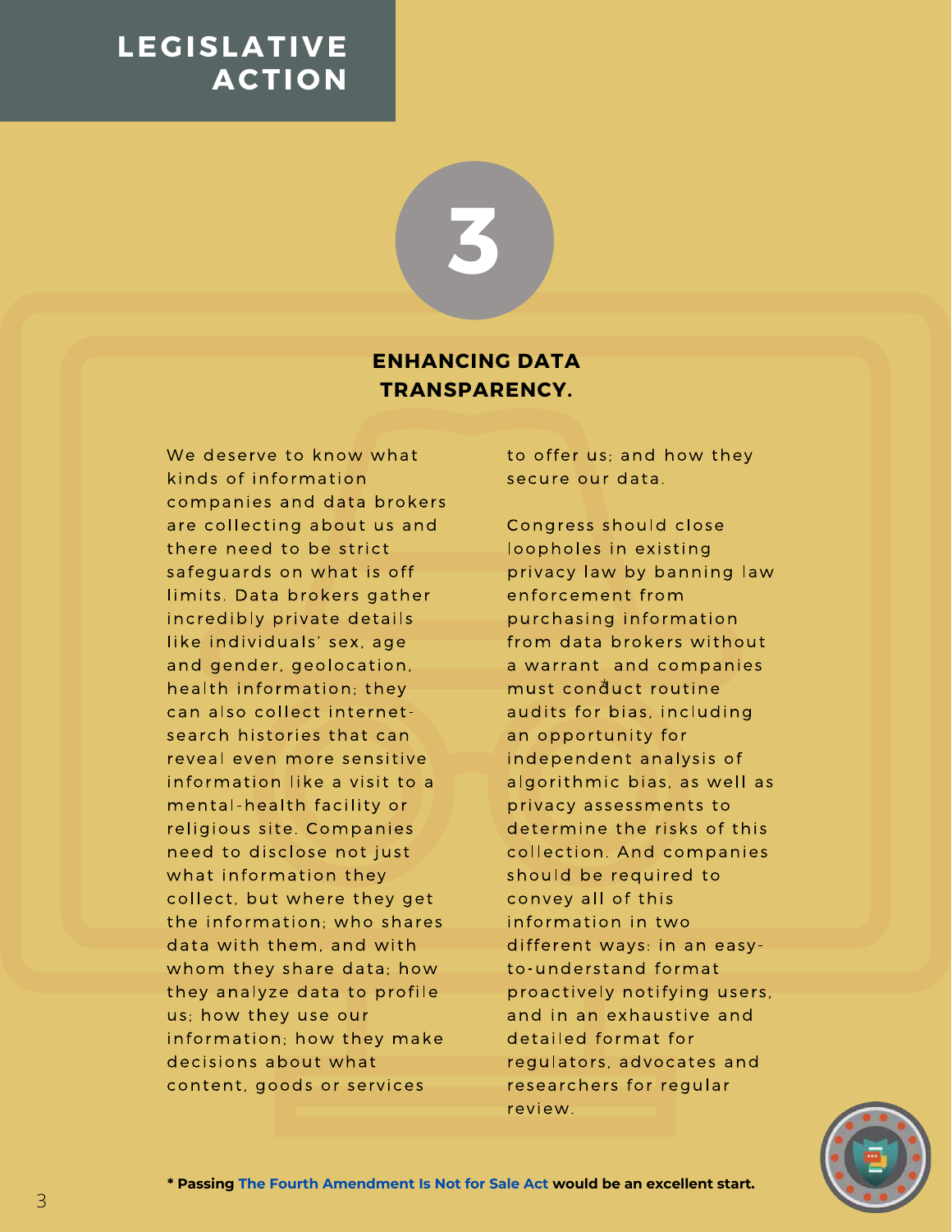# LEGISLATIVE ACTION

## 3

### ENHANCING DATA TRANSPARENCY.

We deserve to know what kinds of information companies and data brokers are collecting about us and there need to be strict safeguards on what is off limits. Data brokers gather incredibly private details like individuals' sex, age and gender, geolocation, health information; they can also collect internet-search histories that can reveal even more sensitive information like a visit to a mental-health facility or religious site. Companies need to disclose not just what information they collect, but where they get the information; who shares data with them, and with whom they share data; how they analyze data to profile us; how they use our information; how they make decisions about what content, goods or services to offer us; and how they secure our data.

Congress should close loopholes in existing privacy law by banning law enforcement from purchasing information from data brokers without a warrant* and companies must conduct routine audits for bias, including an opportunity for independent analysis of algorithmic bias, as well as privacy assessments to determine the risks of this collection. And companies should be required to convey all of this information in two different ways: in an easy-to-understand format proactively notifying users, and in an exhaustive and detailed format for regulators, advocates and researchers for regular review.

**\* Passing The Fourth Amendment Is Not for Sale Act would be an excellent start.**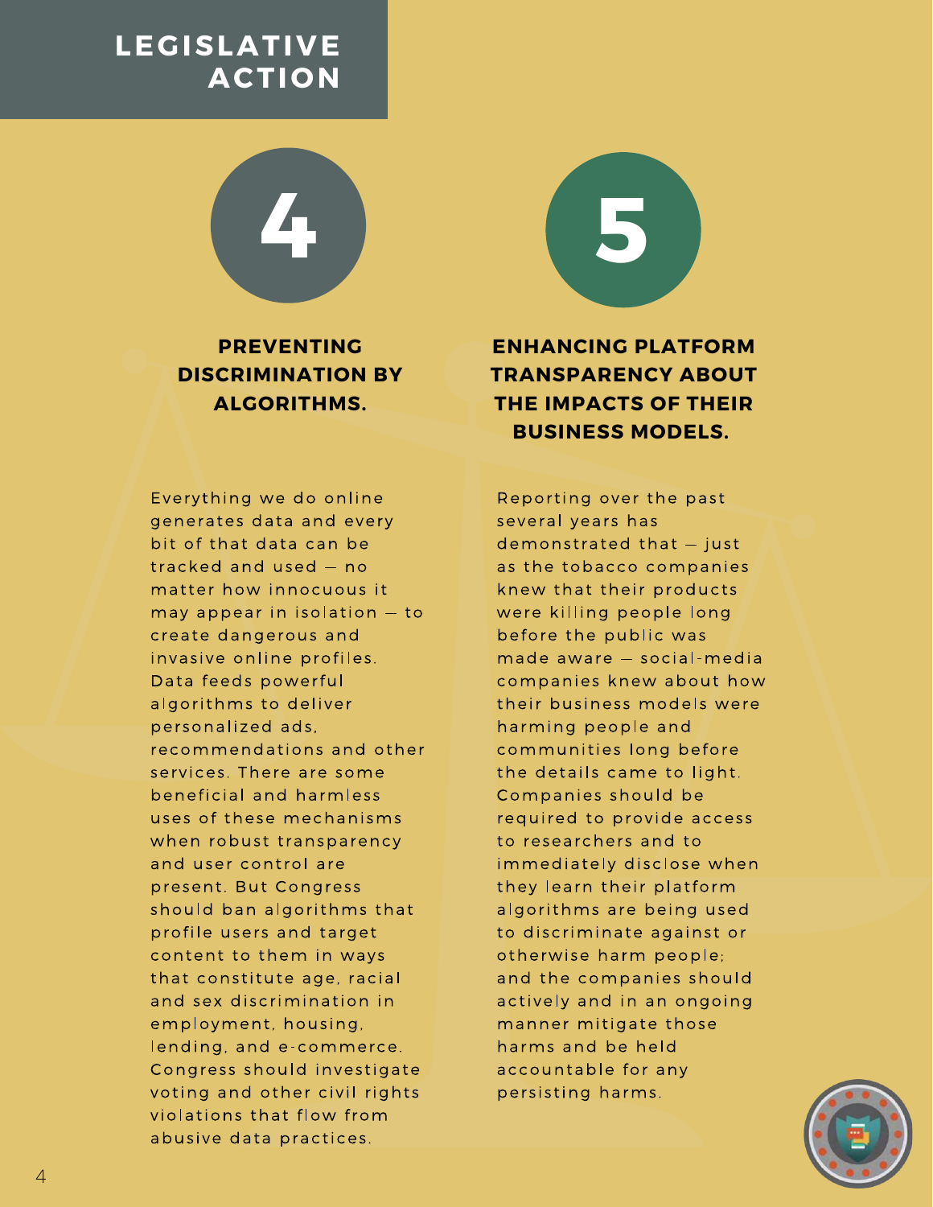# LEGISLATIVE ACTION

## 4

### PREVENTING DISCRIMINATION BY ALGORITHMS.

Everything we do online generates data and every bit of that data can be tracked and used — no matter how innocuous it may appear in isolation — to create dangerous and invasive online profiles. Data feeds powerful algorithms to deliver personalized ads, recommendations and other services. There are some beneficial and harmless uses of these mechanisms when robust transparency and user control are present. But Congress should ban algorithms that profile users and target content to them in ways that constitute age, racial and sex discrimination in employment, housing, lending, and e-commerce. Congress should investigate voting and other civil rights violations that flow from abusive data practices.

## 5

### ENHANCING PLATFORM TRANSPARENCY ABOUT THE IMPACTS OF THEIR BUSINESS MODELS.

Reporting over the past several years has demonstrated that — just as the tobacco companies knew that their products were killing people long before the public was made aware — social-media companies knew about how their business models were harming people and communities long before the details came to light. Companies should be required to provide access to researchers and to immediately disclose when they learn their platform algorithms are being used to discriminate against or otherwise harm people; and the companies should actively and in an ongoing manner mitigate those harms and be held accountable for any persisting harms.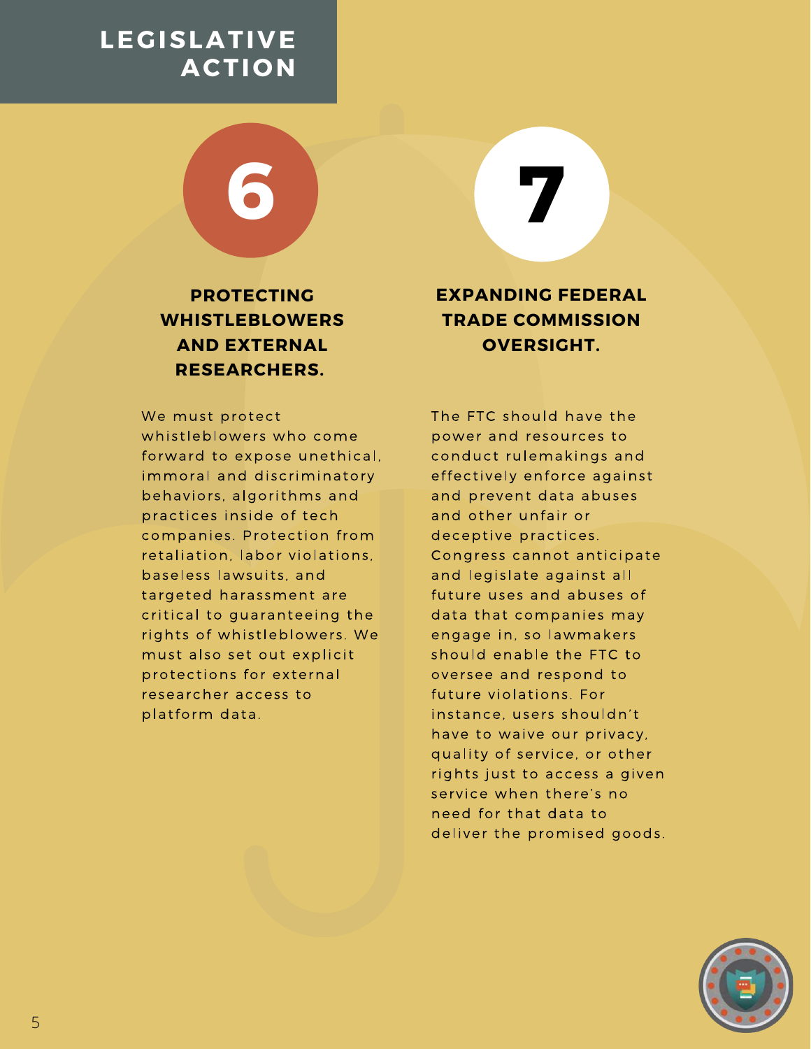# LEGISLATIVE ACTION

## 6

### PROTECTING WHISTLEBLOWERS AND EXTERNAL RESEARCHERS.

We must protect whistleblowers who come forward to expose unethical, immoral and discriminatory behaviors, algorithms and practices inside of tech companies. Protection from retaliation, labor violations, baseless lawsuits, and targeted harassment are critical to guaranteeing the rights of whistleblowers. We must also set out explicit protections for external researcher access to platform data.

## 7

### EXPANDING FEDERAL TRADE COMMISSION OVERSIGHT.

The FTC should have the power and resources to conduct rulemakings and effectively enforce against and prevent data abuses and other unfair or deceptive practices. Congress cannot anticipate and legislate against all future uses and abuses of data that companies may engage in, so lawmakers should enable the FTC to oversee and respond to future violations. For instance, users shouldn't have to waive our privacy, quality of service, or other rights just to access a given service when there's no need for that data to deliver the promised goods.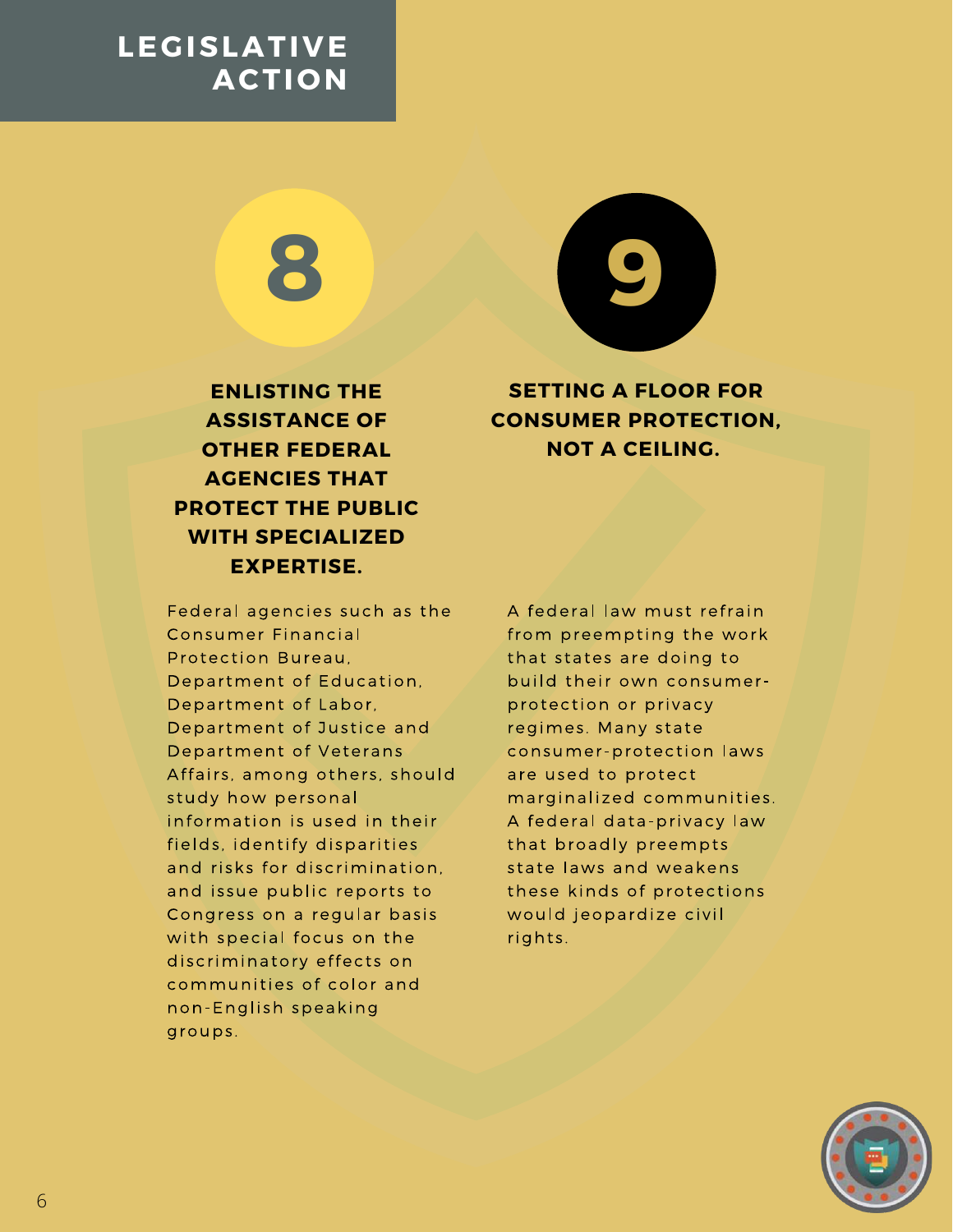# LEGISLATIVE ACTION

## 8

### ENLISTING THE ASSISTANCE OF OTHER FEDERAL AGENCIES THAT PROTECT THE PUBLIC WITH SPECIALIZED EXPERTISE.

Federal agencies such as the Consumer Financial Protection Bureau, Department of Education, Department of Labor, Department of Justice and Department of Veterans Affairs, among others, should study how personal information is used in their fields, identify disparities and risks for discrimination, and issue public reports to Congress on a regular basis with special focus on the discriminatory effects on communities of color and non-English speaking groups.

## 9

### SETTING A FLOOR FOR CONSUMER PROTECTION, NOT A CEILING.

A federal law must refrain from preempting the work that states are doing to build their own consumer-protection or privacy regimes. Many state consumer-protection laws are used to protect marginalized communities. A federal data-privacy law that broadly preempts state laws and weakens these kinds of protections would jeopardize civil rights.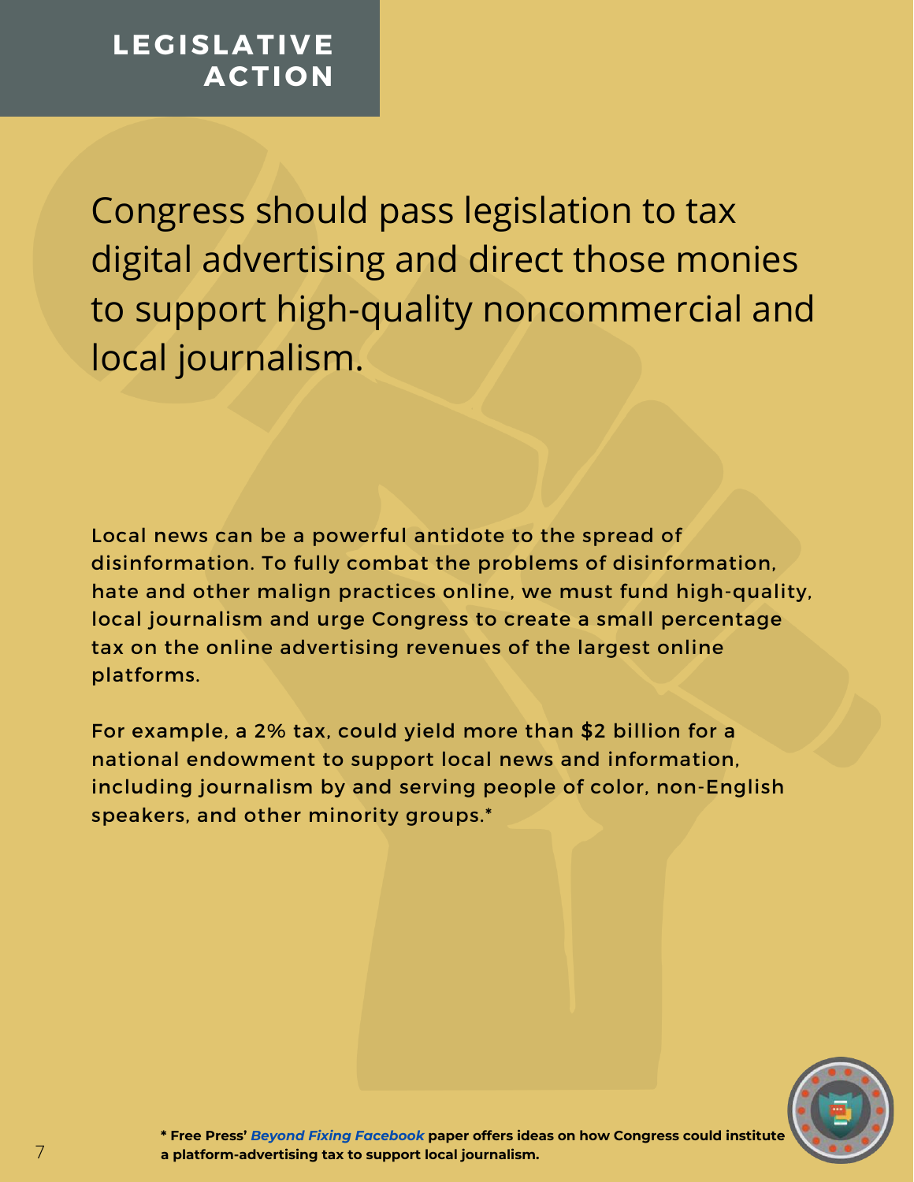# LEGISLATIVE ACTION

## Congress should pass legislation to tax digital advertising and direct those monies to support high-quality noncommercial and local journalism.

Local news can be a powerful antidote to the spread of disinformation. To fully combat the problems of disinformation, hate and other malign practices online, we must fund high-quality, local journalism and urge Congress to create a small percentage tax on the online advertising revenues of the largest online platforms.

For example, a 2% tax, could yield more than $2 billion for a national endowment to support local news and information, including journalism by and serving people of color, non-English speakers, and other minority groups.*

**\* Free Press' *Beyond Fixing Facebook* paper offers ideas on how Congress could institute a platform-advertising tax to support local journalism.**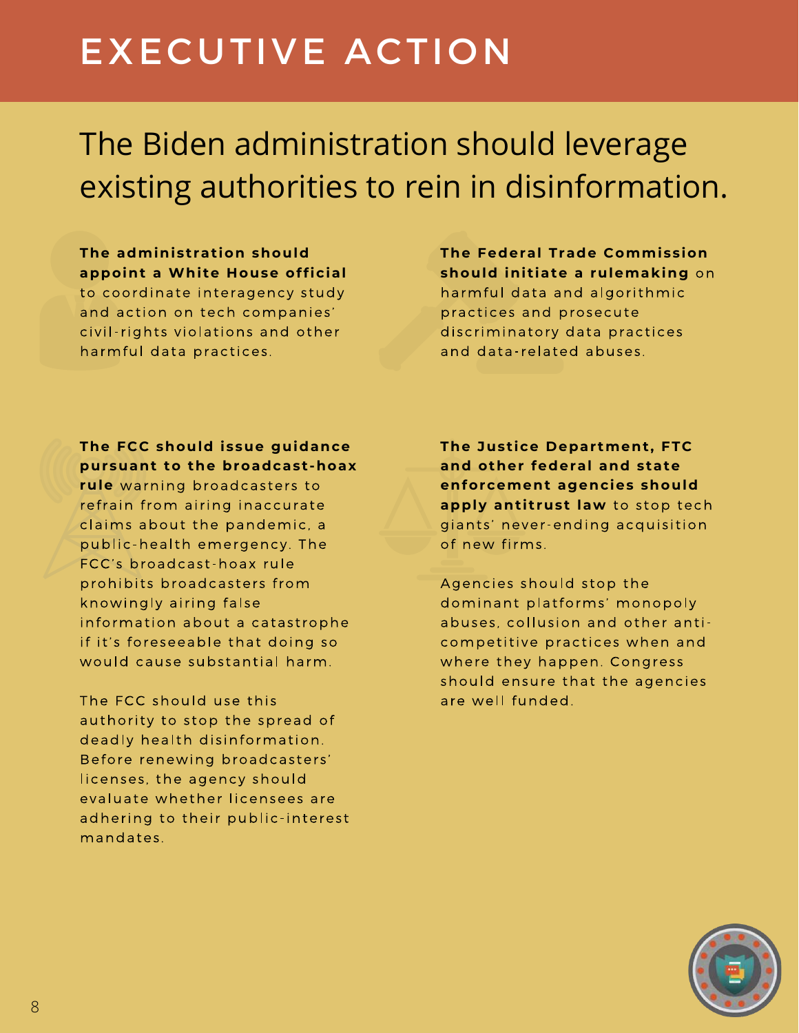# EXECUTIVE ACTION

## The Biden administration should leverage existing authorities to rein in disinformation.

**The administration should appoint a White House official** to coordinate interagency study and action on tech companies' civil-rights violations and other harmful data practices.

**The Federal Trade Commission should initiate a rulemaking** on harmful data and algorithmic practices and prosecute discriminatory data practices and data-related abuses.

**The FCC should issue guidance pursuant to the broadcast-hoax rule** warning broadcasters to refrain from airing inaccurate claims about the pandemic, a public-health emergency. The FCC's broadcast-hoax rule prohibits broadcasters from knowingly airing false information about a catastrophe if it's foreseeable that doing so would cause substantial harm.

The FCC should use this authority to stop the spread of deadly health disinformation. Before renewing broadcasters' licenses, the agency should evaluate whether licensees are adhering to their public-interest mandates.

**The Justice Department, FTC and other federal and state enforcement agencies should apply antitrust law** to stop tech giants' never-ending acquisition of new firms.

Agencies should stop the dominant platforms' monopoly abuses, collusion and other anti-competitive practices when and where they happen. Congress should ensure that the agencies are well funded.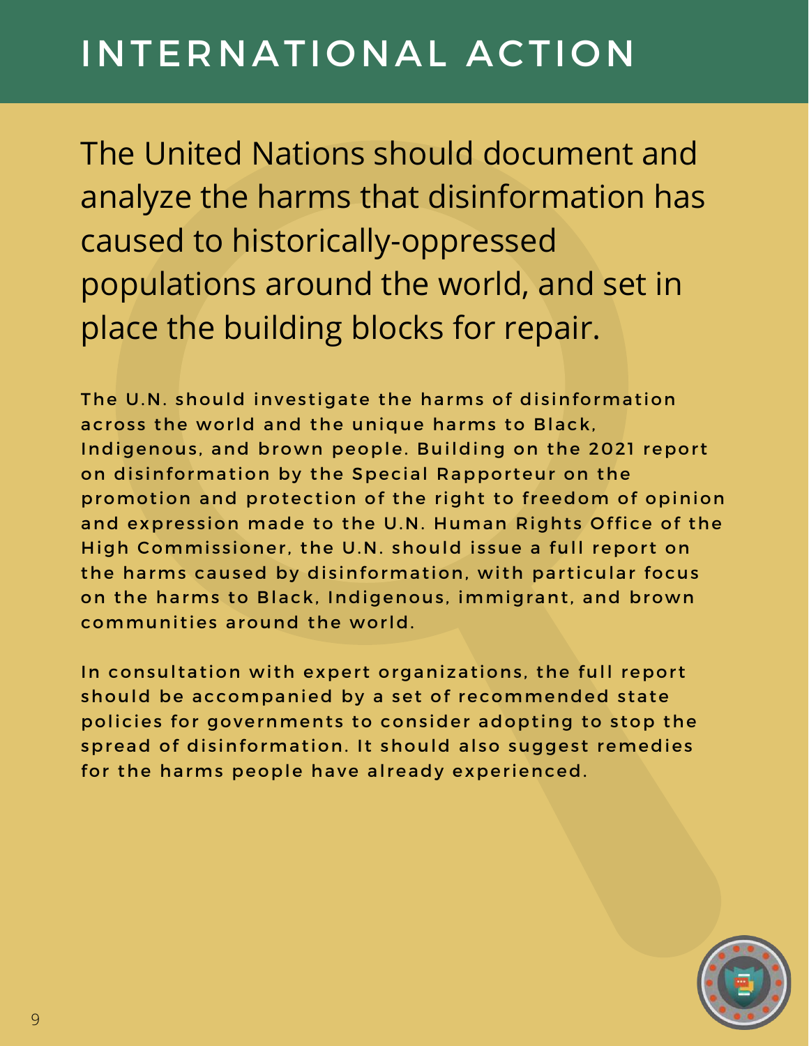# INTERNATIONAL ACTION

## The United Nations should document and analyze the harms that disinformation has caused to historically-oppressed populations around the world, and set in place the building blocks for repair.

The U.N. should investigate the harms of disinformation across the world and the unique harms to Black, Indigenous, and brown people. Building on the 2021 report on disinformation by the Special Rapporteur on the promotion and protection of the right to freedom of opinion and expression made to the U.N. Human Rights Office of the High Commissioner, the U.N. should issue a full report on the harms caused by disinformation, with particular focus on the harms to Black, Indigenous, immigrant, and brown communities around the world.

In consultation with expert organizations, the full report should be accompanied by a set of recommended state policies for governments to consider adopting to stop the spread of disinformation. It should also suggest remedies for the harms people have already experienced.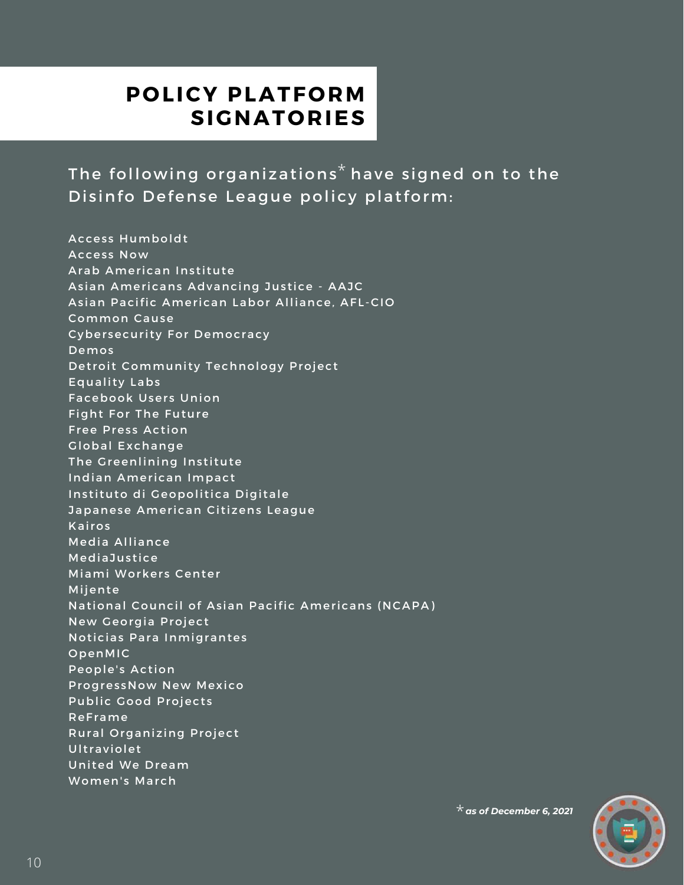# POLICY PLATFORM SIGNATORIES

The following organizations* have signed on to the Disinfo Defense League policy platform:

Access Humboldt
Access Now
Arab American Institute
Asian Americans Advancing Justice - AAJC
Asian Pacific American Labor Alliance, AFL-CIO
Common Cause
Cybersecurity For Democracy
Demos
Detroit Community Technology Project
Equality Labs
Facebook Users Union
Fight For The Future
Free Press Action
Global Exchange
The Greenlining Institute
Indian American Impact
Instituto di Geopolitica Digitale
Japanese American Citizens League
Kairos
Media Alliance
MediaJustice
Miami Workers Center
Mijente
National Council of Asian Pacific Americans (NCAPA)
New Georgia Project
Noticias Para Inmigrantes
OpenMIC
People's Action
ProgressNow New Mexico
Public Good Projects
ReFrame
Rural Organizing Project
Ultraviolet
United We Dream
Women's March

\* ***as of December 6, 2021***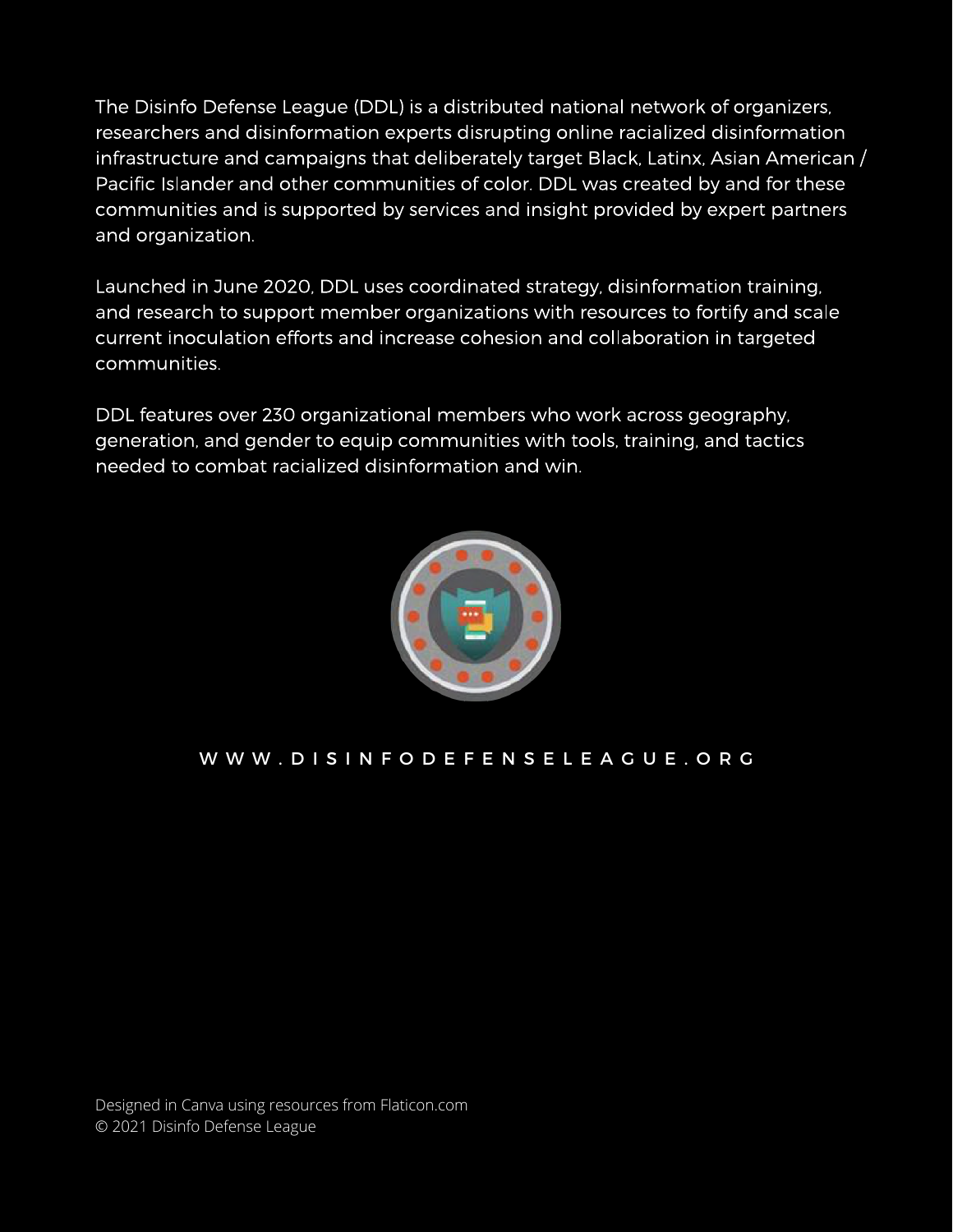The Disinfo Defense League (DDL) is a distributed national network of organizers, researchers and disinformation experts disrupting online racialized disinformation infrastructure and campaigns that deliberately target Black, Latinx, Asian American / Pacific Islander and other communities of color. DDL was created by and for these communities and is supported by services and insight provided by expert partners and organization.

Launched in June 2020, DDL uses coordinated strategy, disinformation training, and research to support member organizations with resources to fortify and scale current inoculation efforts and increase cohesion and collaboration in targeted communities.

DDL features over 230 organizational members who work across geography, generation, and gender to equip communities with tools, training, and tactics needed to combat racialized disinformation and win.

WWW.DISINFODEFENSELEAGUE.ORG

Designed in Canva using resources from Flaticon.com
© 2021 Disinfo Defense League